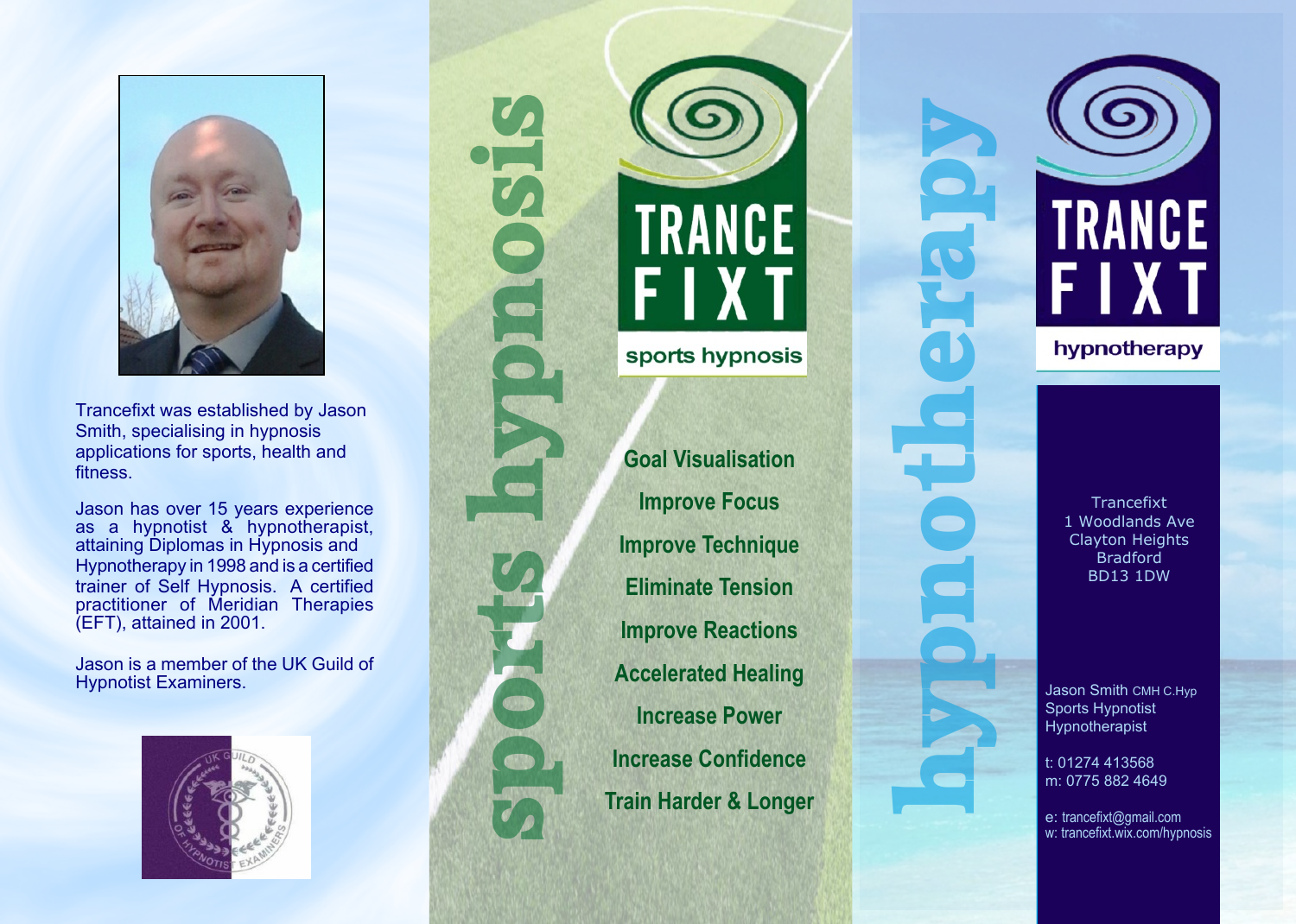Trancefixt was established by Jason Smith, specialising in hypnosis applications for sports, health and fitness.

Jason has over 15 years experience as a hypnotist & hypnotherapist, attaining Diplomas in Hypnosis and Hypnotherapy in 1998 and is a certified trainer of Self Hypnosis. A certified practitioner of Meridian Therapies (EFT), attained in 2001.

Jason is a member of the UK Guild of Hypnotist Examiners.

# sports hypnosis

## TRANCE FIXT

sports hypnosis

**Goal Visualisation**

**Improve Focus**

**Improve Technique**

**Eliminate Tension**

**Improve Reactions**

**Accelerated Healing**

**Increase Power**

**Increase Confidence**

**Train Harder & Longer**

# hypnotherapy

## TRANCE FIXT

hypnotherapy

Trancefixt
1 Woodlands Ave
Clayton Heights
Bradford
BD13 1DW

Jason Smith CMH C.Hyp
Sports Hypnotist
Hypnotherapist

t: 01274 413568
m: 0775 882 4649

e: trancefixt@gmail.com
w: trancefixt.wix.com/hypnosis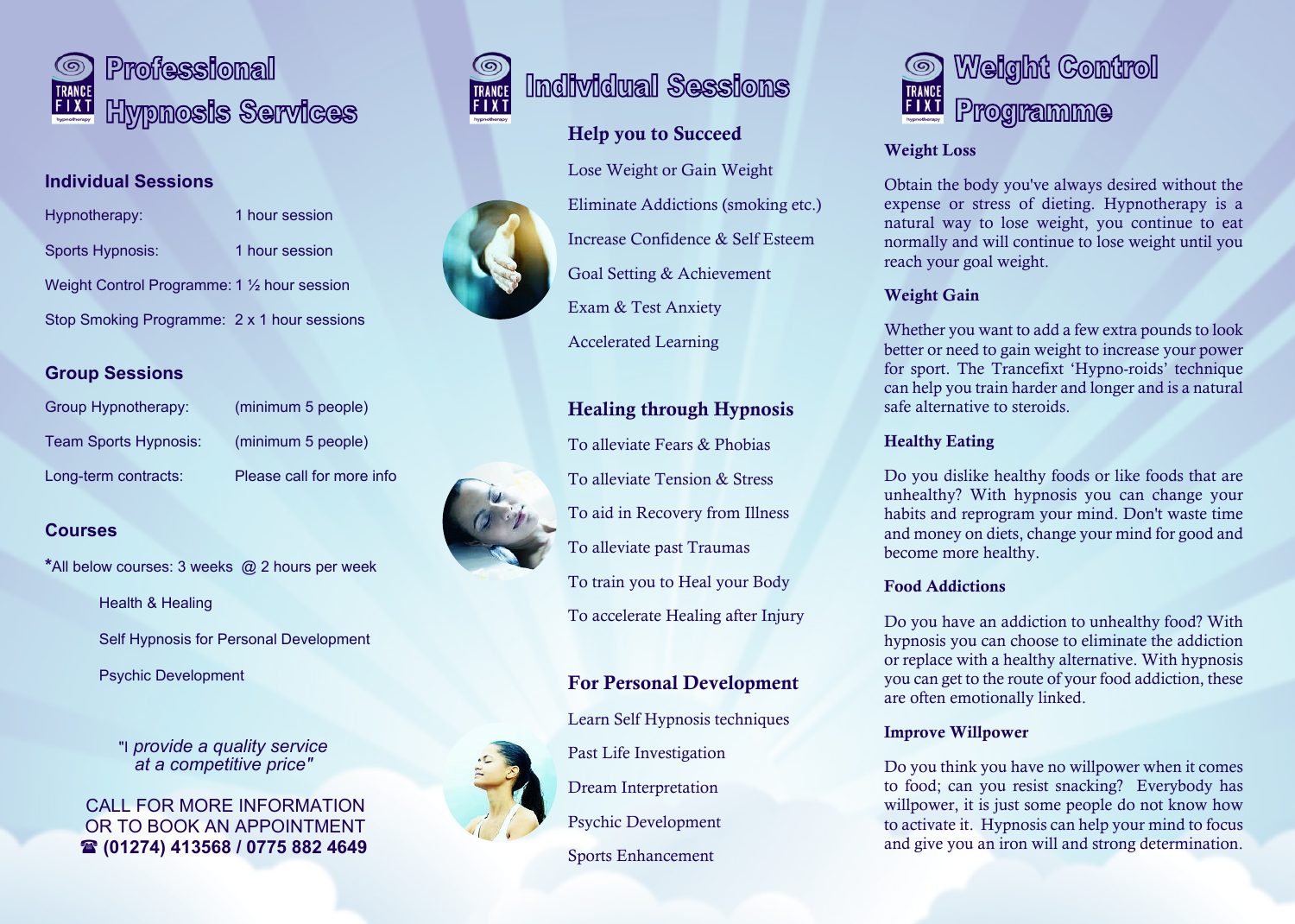# Professional Hypnosis Services

## Individual Sessions

| | |
|---|---|
| Hypnotherapy: | 1 hour session |
| Sports Hypnosis: | 1 hour session |
| Weight Control Programme: | 1 ½ hour session |
| Stop Smoking Programme: | 2 x 1 hour sessions |

## Group Sessions

| | |
|---|---|
| Group Hypnotherapy: | (minimum 5 people) |
| Team Sports Hypnosis: | (minimum 5 people) |
| Long-term contracts: | Please call for more info |

## Courses

*All below courses: 3 weeks @ 2 hours per week

- Health & Healing
- Self Hypnosis for Personal Development
- Psychic Development

*"I provide a quality service at a competitive price"*

CALL FOR MORE INFORMATION OR TO BOOK AN APPOINTMENT
☎ **(01274) 413568 / 0775 882 4649**

# Individual Sessions

## Help you to Succeed

- Lose Weight or Gain Weight
- Eliminate Addictions (smoking etc.)
- Increase Confidence & Self Esteem
- Goal Setting & Achievement
- Exam & Test Anxiety
- Accelerated Learning

## Healing through Hypnosis

- To alleviate Fears & Phobias
- To alleviate Tension & Stress
- To aid in Recovery from Illness
- To alleviate past Traumas
- To train you to Heal your Body
- To accelerate Healing after Injury

## For Personal Development

- Learn Self Hypnosis techniques
- Past Life Investigation
- Dream Interpretation
- Psychic Development
- Sports Enhancement

# Weight Control Programme

### Weight Loss

Obtain the body you've always desired without the expense or stress of dieting. Hypnotherapy is a natural way to lose weight, you continue to eat normally and will continue to lose weight until you reach your goal weight.

### Weight Gain

Whether you want to add a few extra pounds to look better or need to gain weight to increase your power for sport. The Trancefixt 'Hypno-roids' technique can help you train harder and longer and is a natural safe alternative to steroids.

### Healthy Eating

Do you dislike healthy foods or like foods that are unhealthy? With hypnosis you can change your habits and reprogram your mind. Don't waste time and money on diets, change your mind for good and become more healthy.

### Food Addictions

Do you have an addiction to unhealthy food? With hypnosis you can choose to eliminate the addiction or replace with a healthy alternative. With hypnosis you can get to the route of your food addiction, these are often emotionally linked.

### Improve Willpower

Do you think you have no willpower when it comes to food; can you resist snacking? Everybody has willpower, it is just some people do not know how to activate it. Hypnosis can help your mind to focus and give you an iron will and strong determination.